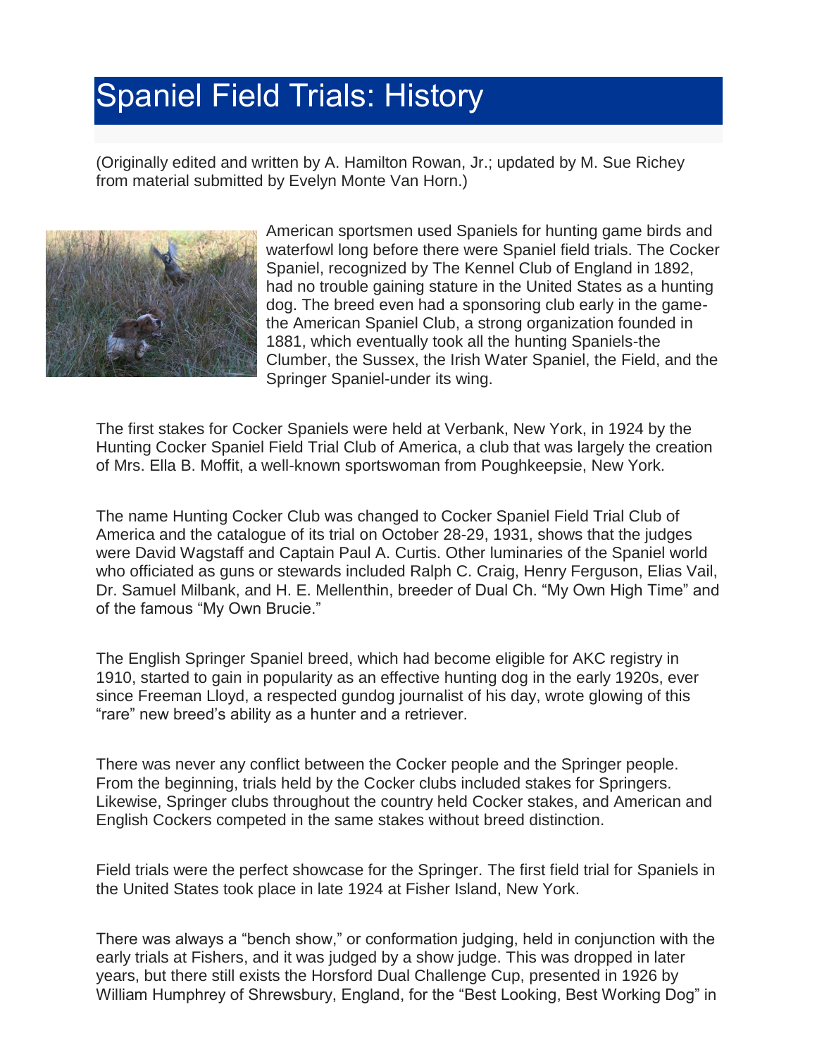# Spaniel Field Trials: History

(Originally edited and written by A. Hamilton Rowan, Jr.; updated by M. Sue Richey from material submitted by Evelyn Monte Van Horn.)

American sportsmen used Spaniels for hunting game birds and waterfowl long before there were Spaniel field trials. The Cocker Spaniel, recognized by The Kennel Club of England in 1892, had no trouble gaining stature in the United States as a hunting dog. The breed even had a sponsoring club early in the game-the American Spaniel Club, a strong organization founded in 1881, which eventually took all the hunting Spaniels-the Clumber, the Sussex, the Irish Water Spaniel, the Field, and the Springer Spaniel-under its wing.

The first stakes for Cocker Spaniels were held at Verbank, New York, in 1924 by the Hunting Cocker Spaniel Field Trial Club of America, a club that was largely the creation of Mrs. Ella B. Moffit, a well-known sportswoman from Poughkeepsie, New York.

The name Hunting Cocker Club was changed to Cocker Spaniel Field Trial Club of America and the catalogue of its trial on October 28-29, 1931, shows that the judges were David Wagstaff and Captain Paul A. Curtis. Other luminaries of the Spaniel world who officiated as guns or stewards included Ralph C. Craig, Henry Ferguson, Elias Vail, Dr. Samuel Milbank, and H. E. Mellenthin, breeder of Dual Ch. "My Own High Time" and of the famous "My Own Brucie."

The English Springer Spaniel breed, which had become eligible for AKC registry in 1910, started to gain in popularity as an effective hunting dog in the early 1920s, ever since Freeman Lloyd, a respected gundog journalist of his day, wrote glowing of this "rare" new breed's ability as a hunter and a retriever.

There was never any conflict between the Cocker people and the Springer people. From the beginning, trials held by the Cocker clubs included stakes for Springers. Likewise, Springer clubs throughout the country held Cocker stakes, and American and English Cockers competed in the same stakes without breed distinction.

Field trials were the perfect showcase for the Springer. The first field trial for Spaniels in the United States took place in late 1924 at Fisher Island, New York.

There was always a "bench show," or conformation judging, held in conjunction with the early trials at Fishers, and it was judged by a show judge. This was dropped in later years, but there still exists the Horsford Dual Challenge Cup, presented in 1926 by William Humphrey of Shrewsbury, England, for the "Best Looking, Best Working Dog" in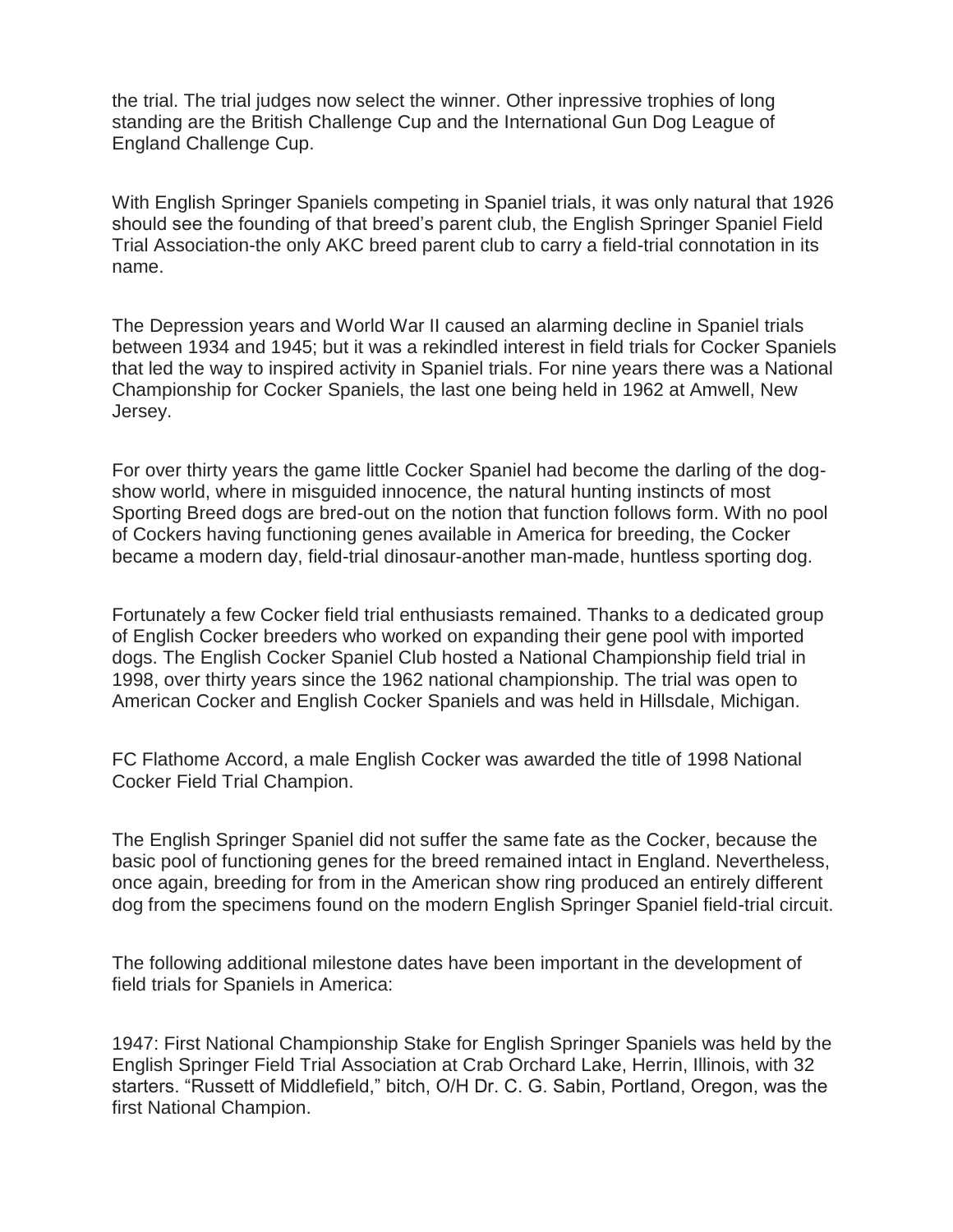the trial. The trial judges now select the winner. Other inpressive trophies of long standing are the British Challenge Cup and the International Gun Dog League of England Challenge Cup.

With English Springer Spaniels competing in Spaniel trials, it was only natural that 1926 should see the founding of that breed's parent club, the English Springer Spaniel Field Trial Association-the only AKC breed parent club to carry a field-trial connotation in its name.

The Depression years and World War II caused an alarming decline in Spaniel trials between 1934 and 1945; but it was a rekindled interest in field trials for Cocker Spaniels that led the way to inspired activity in Spaniel trials. For nine years there was a National Championship for Cocker Spaniels, the last one being held in 1962 at Amwell, New Jersey.

For over thirty years the game little Cocker Spaniel had become the darling of the dog-show world, where in misguided innocence, the natural hunting instincts of most Sporting Breed dogs are bred-out on the notion that function follows form. With no pool of Cockers having functioning genes available in America for breeding, the Cocker became a modern day, field-trial dinosaur-another man-made, huntless sporting dog.

Fortunately a few Cocker field trial enthusiasts remained. Thanks to a dedicated group of English Cocker breeders who worked on expanding their gene pool with imported dogs. The English Cocker Spaniel Club hosted a National Championship field trial in 1998, over thirty years since the 1962 national championship. The trial was open to American Cocker and English Cocker Spaniels and was held in Hillsdale, Michigan.

FC Flathome Accord, a male English Cocker was awarded the title of 1998 National Cocker Field Trial Champion.

The English Springer Spaniel did not suffer the same fate as the Cocker, because the basic pool of functioning genes for the breed remained intact in England. Nevertheless, once again, breeding for from in the American show ring produced an entirely different dog from the specimens found on the modern English Springer Spaniel field-trial circuit.

The following additional milestone dates have been important in the development of field trials for Spaniels in America:

1947: First National Championship Stake for English Springer Spaniels was held by the English Springer Field Trial Association at Crab Orchard Lake, Herrin, Illinois, with 32 starters. "Russett of Middlefield," bitch, O/H Dr. C. G. Sabin, Portland, Oregon, was the first National Champion.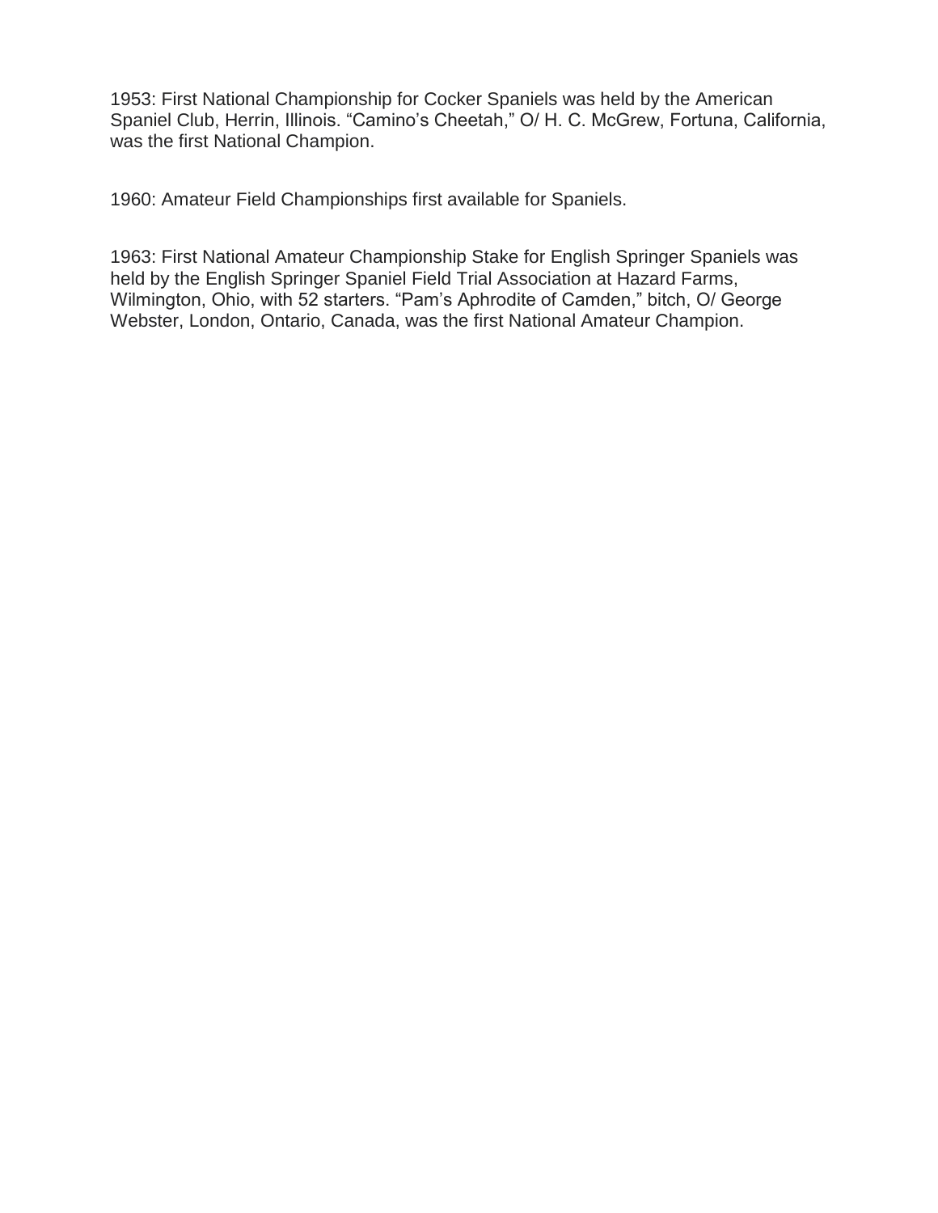1953: First National Championship for Cocker Spaniels was held by the American Spaniel Club, Herrin, Illinois. “Camino’s Cheetah,” O/ H. C. McGrew, Fortuna, California, was the first National Champion.

1960: Amateur Field Championships first available for Spaniels.

1963: First National Amateur Championship Stake for English Springer Spaniels was held by the English Springer Spaniel Field Trial Association at Hazard Farms, Wilmington, Ohio, with 52 starters. “Pam’s Aphrodite of Camden,” bitch, O/ George Webster, London, Ontario, Canada, was the first National Amateur Champion.